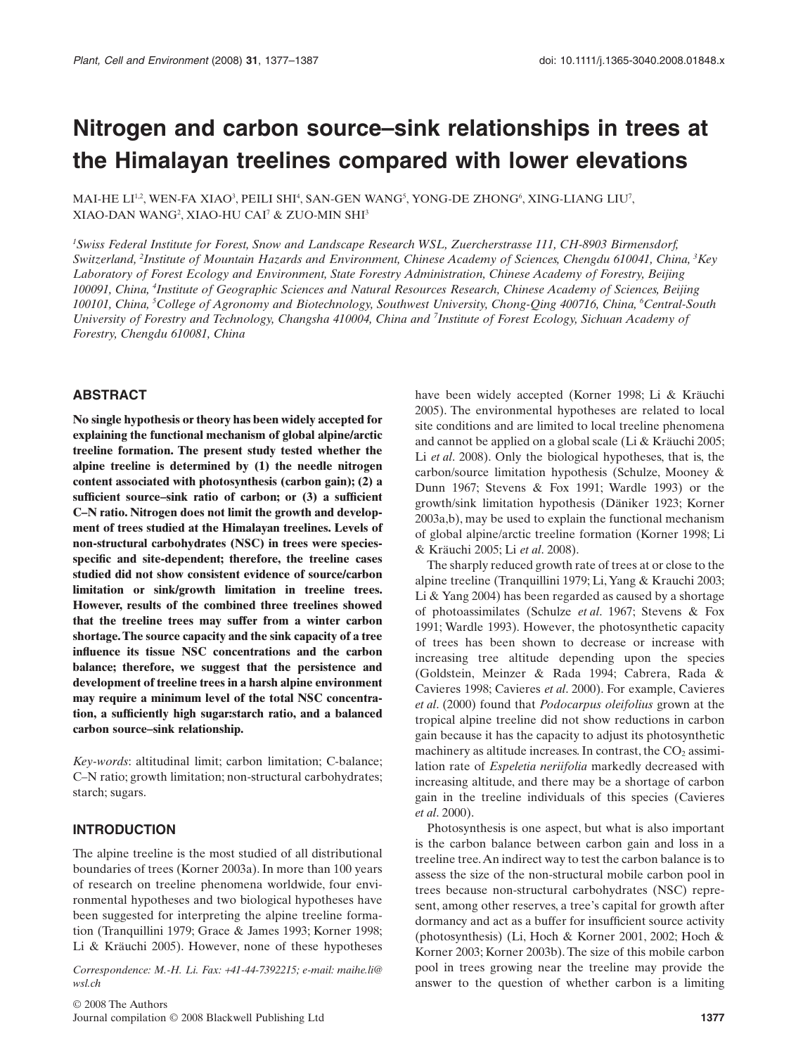# Nitrogen and carbon source–sink relationships in trees at the Himalayan treelines compared with lower elevations

MAI-HE LI[1,2], WEN-FA XIAO[3], PEILI SHI[4], SAN-GEN WANG[5], YONG-DE ZHONG[6], XING-LIANG LIU[7], XIAO-DAN WANG[2], XIAO-HU CAI[7] & ZUO-MIN SHI[3]

[1]Swiss Federal Institute for Forest, Snow and Landscape Research WSL, Zuercherstrasse 111, CH-8903 Birmensdorf, Switzerland, [2]Institute of Mountain Hazards and Environment, Chinese Academy of Sciences, Chengdu 610041, China, [3]Key Laboratory of Forest Ecology and Environment, State Forestry Administration, Chinese Academy of Forestry, Beijing 100091, China, [4]Institute of Geographic Sciences and Natural Resources Research, Chinese Academy of Sciences, Beijing 100101, China, [5]College of Agronomy and Biotechnology, Southwest University, Chong-Qing 400716, China, [6]Central-South University of Forestry and Technology, Changsha 410004, China and [7]Institute of Forest Ecology, Sichuan Academy of Forestry, Chengdu 610081, China

## ABSTRACT

**No single hypothesis or theory has been widely accepted for explaining the functional mechanism of global alpine/arctic treeline formation. The present study tested whether the alpine treeline is determined by (1) the needle nitrogen content associated with photosynthesis (carbon gain); (2) a sufficient source–sink ratio of carbon; or (3) a sufficient C–N ratio. Nitrogen does not limit the growth and development of trees studied at the Himalayan treelines. Levels of non-structural carbohydrates (NSC) in trees were species-specific and site-dependent; therefore, the treeline cases studied did not show consistent evidence of source/carbon limitation or sink/growth limitation in treeline trees. However, results of the combined three treelines showed that the treeline trees may suffer from a winter carbon shortage. The source capacity and the sink capacity of a tree influence its tissue NSC concentrations and the carbon balance; therefore, we suggest that the persistence and development of treeline trees in a harsh alpine environment may require a minimum level of the total NSC concentration, a sufficiently high sugar:starch ratio, and a balanced carbon source–sink relationship.**

*Key-words*: altitudinal limit; carbon limitation; C-balance; C–N ratio; growth limitation; non-structural carbohydrates; starch; sugars.

## INTRODUCTION

The alpine treeline is the most studied of all distributional boundaries of trees (Korner 2003a). In more than 100 years of research on treeline phenomena worldwide, four environmental hypotheses and two biological hypotheses have been suggested for interpreting the alpine treeline formation (Tranquillini 1979; Grace & James 1993; Korner 1998; Li & Kräuchi 2005). However, none of these hypotheses have been widely accepted (Korner 1998; Li & Kräuchi 2005). The environmental hypotheses are related to local site conditions and are limited to local treeline phenomena and cannot be applied on a global scale (Li & Kräuchi 2005; Li *et al*. 2008). Only the biological hypotheses, that is, the carbon/source limitation hypothesis (Schulze, Mooney & Dunn 1967; Stevens & Fox 1991; Wardle 1993) or the growth/sink limitation hypothesis (Däniker 1923; Korner 2003a,b), may be used to explain the functional mechanism of global alpine/arctic treeline formation (Korner 1998; Li & Kräuchi 2005; Li *et al*. 2008).

The sharply reduced growth rate of trees at or close to the alpine treeline (Tranquillini 1979; Li, Yang & Krauchi 2003; Li & Yang 2004) has been regarded as caused by a shortage of photoassimilates (Schulze *et al*. 1967; Stevens & Fox 1991; Wardle 1993). However, the photosynthetic capacity of trees has been shown to decrease or increase with increasing tree altitude depending upon the species (Goldstein, Meinzer & Rada 1994; Cabrera, Rada & Cavieres 1998; Cavieres *et al*. 2000). For example, Cavieres *et al*. (2000) found that *Podocarpus oleifolius* grown at the tropical alpine treeline did not show reductions in carbon gain because it has the capacity to adjust its photosynthetic machinery as altitude increases. In contrast, the $CO_2$ assimilation rate of *Espeletia neriifolia* markedly decreased with increasing altitude, and there may be a shortage of carbon gain in the treeline individuals of this species (Cavieres *et al*. 2000).

Photosynthesis is one aspect, but what is also important is the carbon balance between carbon gain and loss in a treeline tree. An indirect way to test the carbon balance is to assess the size of the non-structural mobile carbon pool in trees because non-structural carbohydrates (NSC) represent, among other reserves, a tree's capital for growth after dormancy and act as a buffer for insufficient source activity (photosynthesis) (Li, Hoch & Korner 2001, 2002; Hoch & Korner 2003; Korner 2003b). The size of this mobile carbon pool in trees growing near the treeline may provide the answer to the question of whether carbon is a limiting

Correspondence: M.-H. Li. Fax: +41-44-7392215; e-mail: maihe.li@wsl.ch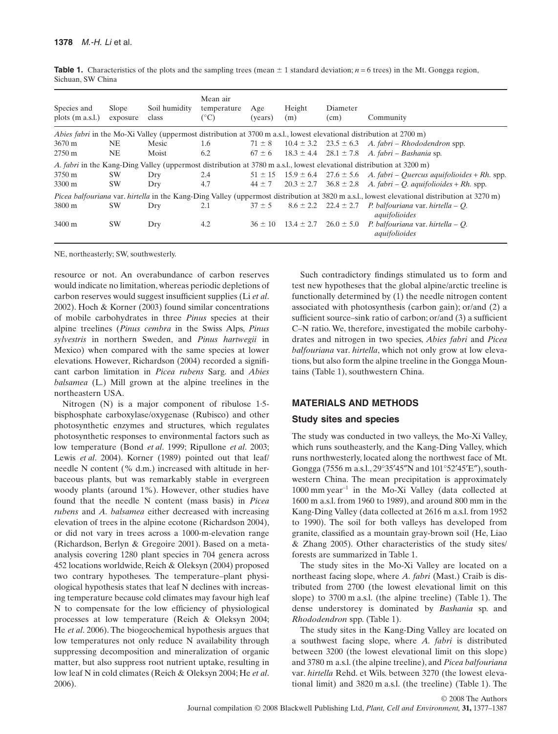**Table 1.** Characteristics of the plots and the sampling trees (mean ± 1 standard deviation; $n = 6$ trees) in the Mt. Gongga region, Sichuan, SW China

| Species and plots (m a.s.l.) | Slope exposure | Soil humidity class | Mean air temperature (°C) | Age (years) | Height (m) | Diameter (cm) | Community |
|---|---|---|---|---|---|---|---|
| *Abies fabri* in the Mo-Xi Valley (uppermost distribution at 3700 m a.s.l., lowest elevational distribution at 2700 m) | | | | | | | |
| 3670 m | NE | Mesic | 1.6 | 71 ± 8 | 10.4 ± 3.2 | 23.5 ± 6.3 | *A. fabri* – *Rhododendron* spp. |
| 2750 m | NE | Moist | 6.2 | 67 ± 6 | 18.3 ± 4.4 | 28.1 ± 7.8 | *A. fabri* – *Bashania* sp. |
| *A. fabri* in the Kang-Ding Valley (uppermost distribution at 3780 m a.s.l., lowest elevational distribution at 3200 m) | | | | | | | |
| 3750 m | SW | Dry | 2.4 | 51 ± 15 | 15.9 ± 6.4 | 27.6 ± 5.6 | *A. fabri* – *Quercus aquifolioides* + *Rh.* spp. |
| 3300 m | SW | Dry | 4.7 | 44 ± 7 | 20.3 ± 2.7 | 36.8 ± 2.8 | *A. fabri* – *Q. aquifolioides* + *Rh.* spp. |
| *Picea balfouriana* var. *hirtella* in the Kang-Ding Valley (uppermost distribution at 3820 m a.s.l., lowest elevational distribution at 3270 m) | | | | | | | |
| 3800 m | SW | Dry | 2.1 | 37 ± 5 | 8.6 ± 2.2 | 22.4 ± 2.7 | *P. balfouriana* var. *hirtella* – *Q. aquifolioides* |
| 3400 m | SW | Dry | 4.2 | 36 ± 10 | 13.4 ± 2.7 | 26.0 ± 5.0 | *P. balfouriana* var. *hirtella* – *Q. aquifolioides* |

NE, northeasterly; SW, southwesterly.

resource or not. An overabundance of carbon reserves would indicate no limitation, whereas periodic depletions of carbon reserves would suggest insufficient supplies (Li *et al*. 2002). Hoch & Korner (2003) found similar concentrations of mobile carbohydrates in three *Pinus* species at their alpine treelines (*Pinus cembra* in the Swiss Alps, *Pinus sylvestris* in northern Sweden, and *Pinus hartwegii* in Mexico) when compared with the same species at lower elevations. However, Richardson (2004) recorded a significant carbon limitation in *Picea rubens* Sarg. and *Abies balsamea* (L.) Mill grown at the alpine treelines in the northeastern USA.

Nitrogen (N) is a major component of ribulose 1·5-bisphosphate carboxylase/oxygenase (Rubisco) and other photosynthetic enzymes and structures, which regulates photosynthetic responses to environmental factors such as low temperature (Bond *et al*. 1999; Ripullone *et al*. 2003; Lewis *et al*. 2004). Korner (1989) pointed out that leaf/needle N content (% d.m.) increased with altitude in herbaceous plants, but was remarkably stable in evergreen woody plants (around 1%). However, other studies have found that the needle N content (mass basis) in *Picea rubens* and *A. balsamea* either decreased with increasing elevation of trees in the alpine ecotone (Richardson 2004), or did not vary in trees across a 1000-m-elevation range (Richardson, Berlyn & Gregoire 2001). Based on a meta-analysis covering 1280 plant species in 704 genera across 452 locations worldwide, Reich & Oleksyn (2004) proposed two contrary hypotheses. The temperature–plant physiological hypothesis states that leaf N declines with increasing temperature because cold climates may favour high leaf N to compensate for the low efficiency of physiological processes at low temperature (Reich & Oleksyn 2004; He *et al*. 2006). The biogeochemical hypothesis argues that low temperatures not only reduce N availability through suppressing decomposition and mineralization of organic matter, but also suppress root nutrient uptake, resulting in low leaf N in cold climates (Reich & Oleksyn 2004; He *et al*. 2006).

Such contradictory findings stimulated us to form and test new hypotheses that the global alpine/arctic treeline is functionally determined by (1) the needle nitrogen content associated with photosynthesis (carbon gain); or/and (2) a sufficient source–sink ratio of carbon; or/and (3) a sufficient C–N ratio. We, therefore, investigated the mobile carbohydrates and nitrogen in two species, *Abies fabri* and *Picea balfouriana* var. *hirtella*, which not only grow at low elevations, but also form the alpine treeline in the Gongga Mountains (Table 1), southwestern China.

## MATERIALS AND METHODS

### Study sites and species

The study was conducted in two valleys, the Mo-Xi Valley, which runs southeasterly, and the Kang-Ding Valley, which runs northwesterly, located along the northwest face of Mt. Gongga (7556 m a.s.l., 29°35′45″N and 101°52′45′E″), southwestern China. The mean precipitation is approximately 1000 mm year$^{-1}$ in the Mo-Xi Valley (data collected at 1600 m a.s.l. from 1960 to 1989), and around 800 mm in the Kang-Ding Valley (data collected at 2616 m a.s.l. from 1952 to 1990). The soil for both valleys has developed from granite, classified as a mountain gray-brown soil (He, Liao & Zhang 2005). Other characteristics of the study sites/forests are summarized in Table 1.

The study sites in the Mo-Xi Valley are located on a northeast facing slope, where *A. fabri* (Mast.) Craib is distributed from 2700 (the lowest elevational limit on this slope) to 3700 m a.s.l. (the alpine treeline) (Table 1). The dense understorey is dominated by *Bashania* sp. and *Rhododendron* spp. (Table 1).

The study sites in the Kang-Ding Valley are located on a southwest facing slope, where *A. fabri* is distributed between 3200 (the lowest elevational limit on this slope) and 3780 m a.s.l. (the alpine treeline), and *Picea balfouriana* var. *hirtella* Rehd. et Wils. between 3270 (the lowest elevational limit) and 3820 m a.s.l. (the treeline) (Table 1). The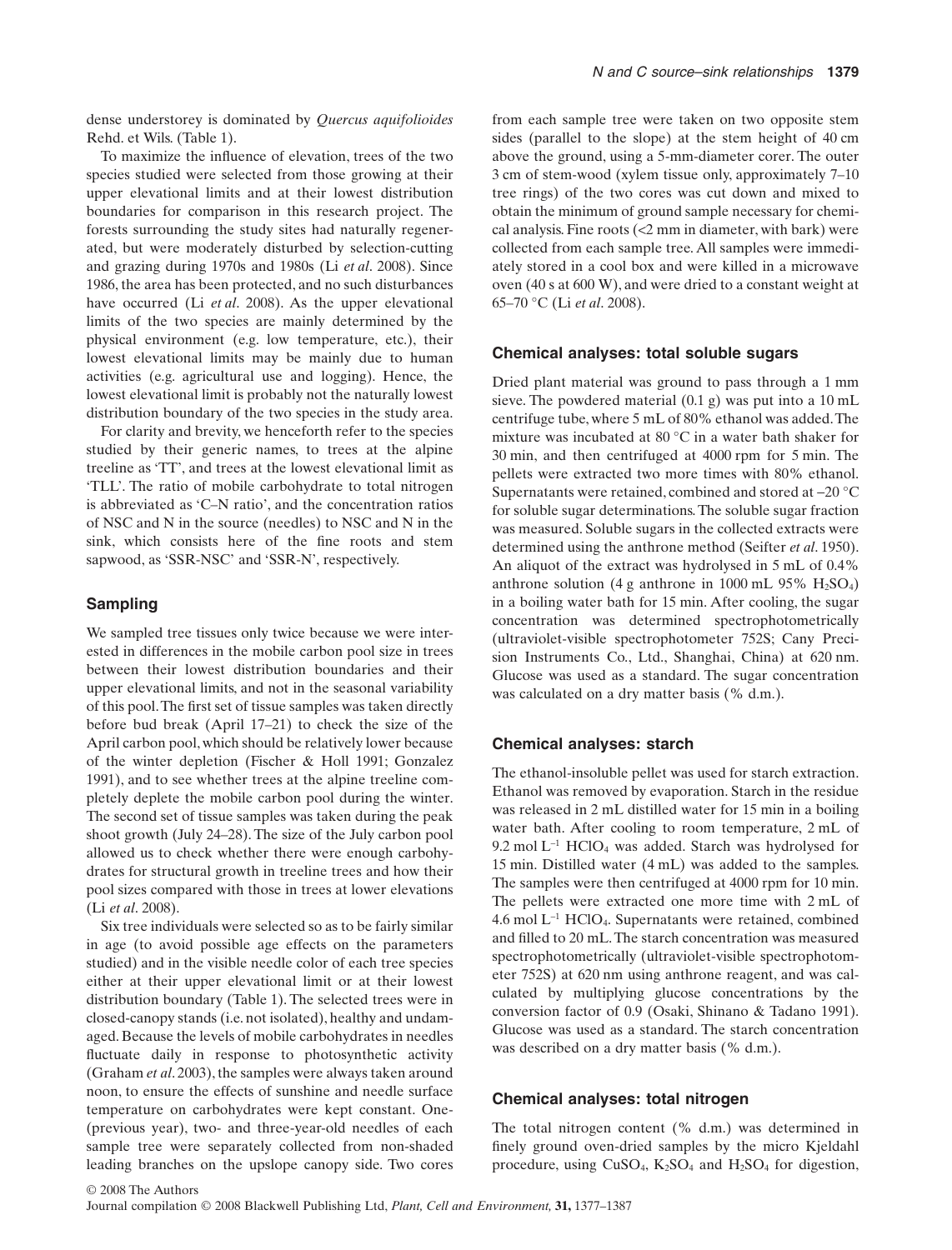dense understorey is dominated by *Quercus aquifolioides* Rehd. et Wils. (Table 1).

To maximize the influence of elevation, trees of the two species studied were selected from those growing at their upper elevational limits and at their lowest distribution boundaries for comparison in this research project. The forests surrounding the study sites had naturally regenerated, but were moderately disturbed by selection-cutting and grazing during 1970s and 1980s (Li *et al*. 2008). Since 1986, the area has been protected, and no such disturbances have occurred (Li *et al*. 2008). As the upper elevational limits of the two species are mainly determined by the physical environment (e.g. low temperature, etc.), their lowest elevational limits may be mainly due to human activities (e.g. agricultural use and logging). Hence, the lowest elevational limit is probably not the naturally lowest distribution boundary of the two species in the study area.

For clarity and brevity, we henceforth refer to the species studied by their generic names, to trees at the alpine treeline as 'TT', and trees at the lowest elevational limit as 'TLL'. The ratio of mobile carbohydrate to total nitrogen is abbreviated as 'C–N ratio', and the concentration ratios of NSC and N in the source (needles) to NSC and N in the sink, which consists here of the fine roots and stem sapwood, as 'SSR-NSC' and 'SSR-N', respectively.

## Sampling

We sampled tree tissues only twice because we were interested in differences in the mobile carbon pool size in trees between their lowest distribution boundaries and their upper elevational limits, and not in the seasonal variability of this pool. The first set of tissue samples was taken directly before bud break (April 17–21) to check the size of the April carbon pool, which should be relatively lower because of the winter depletion (Fischer & Holl 1991; Gonzalez 1991), and to see whether trees at the alpine treeline completely deplete the mobile carbon pool during the winter. The second set of tissue samples was taken during the peak shoot growth (July 24–28). The size of the July carbon pool allowed us to check whether there were enough carbohydrates for structural growth in treeline trees and how their pool sizes compared with those in trees at lower elevations (Li *et al*. 2008).

Six tree individuals were selected so as to be fairly similar in age (to avoid possible age effects on the parameters studied) and in the visible needle color of each tree species either at their upper elevational limit or at their lowest distribution boundary (Table 1). The selected trees were in closed-canopy stands (i.e. not isolated), healthy and undamaged. Because the levels of mobile carbohydrates in needles fluctuate daily in response to photosynthetic activity (Graham *et al*. 2003), the samples were always taken around noon, to ensure the effects of sunshine and needle surface temperature on carbohydrates were kept constant. One- (previous year), two- and three-year-old needles of each sample tree were separately collected from non-shaded leading branches on the upslope canopy side. Two cores from each sample tree were taken on two opposite stem sides (parallel to the slope) at the stem height of 40 cm above the ground, using a 5-mm-diameter corer. The outer 3 cm of stem-wood (xylem tissue only, approximately 7–10 tree rings) of the two cores was cut down and mixed to obtain the minimum of ground sample necessary for chemical analysis. Fine roots (<2 mm in diameter, with bark) were collected from each sample tree. All samples were immediately stored in a cool box and were killed in a microwave oven (40 s at 600 W), and were dried to a constant weight at 65–70 °C (Li *et al*. 2008).

## Chemical analyses: total soluble sugars

Dried plant material was ground to pass through a 1 mm sieve. The powdered material (0.1 g) was put into a 10 mL centrifuge tube, where 5 mL of 80% ethanol was added. The mixture was incubated at 80 °C in a water bath shaker for 30 min, and then centrifuged at 4000 rpm for 5 min. The pellets were extracted two more times with 80% ethanol. Supernatants were retained, combined and stored at −20 °C for soluble sugar determinations. The soluble sugar fraction was measured. Soluble sugars in the collected extracts were determined using the anthrone method (Seifter *et al*. 1950). An aliquot of the extract was hydrolysed in 5 mL of 0.4% anthrone solution (4 g anthrone in 1000 mL 95% $H_2SO_4$) in a boiling water bath for 15 min. After cooling, the sugar concentration was determined spectrophotometrically (ultraviolet-visible spectrophotometer 752S; Cany Precision Instruments Co., Ltd., Shanghai, China) at 620 nm. Glucose was used as a standard. The sugar concentration was calculated on a dry matter basis (% d.m.).

## Chemical analyses: starch

The ethanol-insoluble pellet was used for starch extraction. Ethanol was removed by evaporation. Starch in the residue was released in 2 mL distilled water for 15 min in a boiling water bath. After cooling to room temperature, 2 mL of 9.2 mol $L^{-1}$ $HClO_4$ was added. Starch was hydrolysed for 15 min. Distilled water (4 mL) was added to the samples. The samples were then centrifuged at 4000 rpm for 10 min. The pellets were extracted one more time with 2 mL of 4.6 mol $L^{-1}$ $HClO_4$. Supernatants were retained, combined and filled to 20 mL. The starch concentration was measured spectrophotometrically (ultraviolet-visible spectrophotometer 752S) at 620 nm using anthrone reagent, and was calculated by multiplying glucose concentrations by the conversion factor of 0.9 (Osaki, Shinano & Tadano 1991). Glucose was used as a standard. The starch concentration was described on a dry matter basis (% d.m.).

## Chemical analyses: total nitrogen

The total nitrogen content (% d.m.) was determined in finely ground oven-dried samples by the micro Kjeldahl procedure, using $CuSO_4$, $K_2SO_4$ and $H_2SO_4$ for digestion,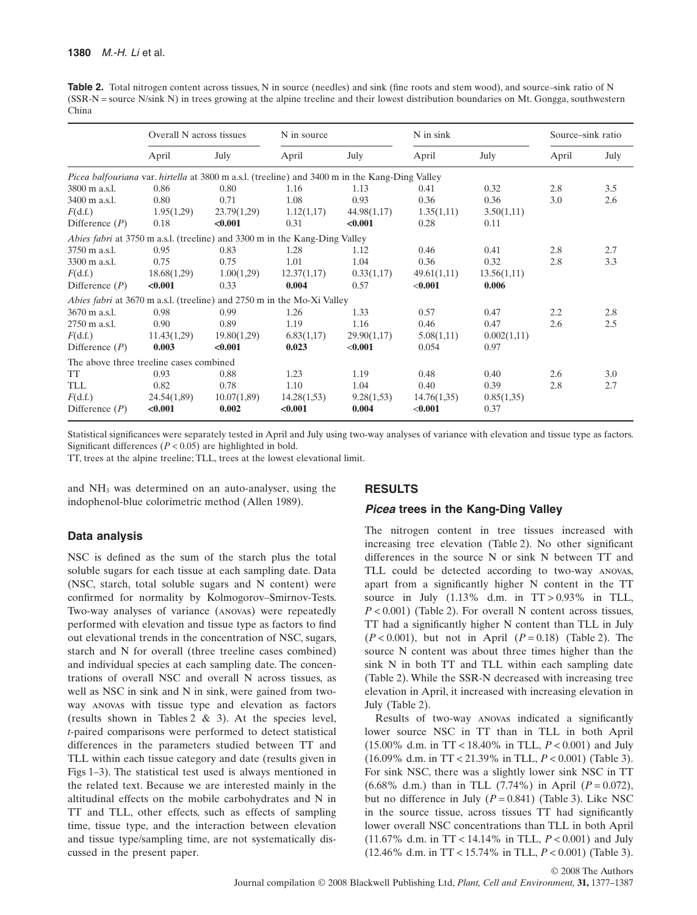**Table 2.** Total nitrogen content across tissues, N in source (needles) and sink (fine roots and stem wood), and source–sink ratio of N (SSR-N = source N/sink N) in trees growing at the alpine treeline and their lowest distribution boundaries on Mt. Gongga, southwestern China

| | Overall N across tissues | | N in source | | N in sink | | Source–sink ratio | |
|---|---|---|---|---|---|---|---|---|
| | April | July | April | July | April | July | April | July |
| *Picea balfouriana* var. *hirtella* at 3800 m a.s.l. (treeline) and 3400 m in the Kang-Ding Valley | | | | | | | | |
| 3800 m a.s.l. | 0.86 | 0.80 | 1.16 | 1.13 | 0.41 | 0.32 | 2.8 | 3.5 |
| 3400 m a.s.l. | 0.80 | 0.71 | 1.08 | 0.93 | 0.36 | 0.36 | 3.0 | 2.6 |
| $F$(d.f.) | 1.95(1,29) | 23.79(1,29) | 1.12(1,17) | 44.98(1,17) | 1.35(1,11) | 3.50(1,11) | | |
| Difference ($P$) | 0.18 | **<0.001** | 0.31 | **<0.001** | 0.28 | 0.11 | | |
| *Abies fabri* at 3750 m a.s.l. (treeline) and 3300 m in the Kang-Ding Valley | | | | | | | | |
| 3750 m a.s.l. | 0.95 | 0.83 | 1.28 | 1.12 | 0.46 | 0.41 | 2.8 | 2.7 |
| 3300 m a.s.l. | 0.75 | 0.75 | 1.01 | 1.04 | 0.36 | 0.32 | 2.8 | 3.3 |
| $F$(d.f.) | 18.68(1,29) | 1.00(1,29) | 12.37(1,17) | 0.33(1,17) | 49.61(1,11) | 13.56(1,11) | | |
| Difference ($P$) | **<0.001** | 0.33 | **0.004** | 0.57 | **<0.001** | **0.006** | | |
| *Abies fabri* at 3670 m a.s.l. (treeline) and 2750 m in the Mo-Xi Valley | | | | | | | | |
| 3670 m a.s.l. | 0.98 | 0.99 | 1.26 | 1.33 | 0.57 | 0.47 | 2.2 | 2.8 |
| 2750 m a.s.l. | 0.90 | 0.89 | 1.19 | 1.16 | 0.46 | 0.47 | 2.6 | 2.5 |
| $F$(d.f.) | 11.43(1,29) | 19.80(1,29) | 6.83(1,17) | 29.90(1,17) | 5.08(1,11) | 0.002(1,11) | | |
| Difference ($P$) | **0.003** | **<0.001** | **0.023** | **<0.001** | 0.054 | 0.97 | | |
| The above three treeline cases combined | | | | | | | | |
| TT | 0.93 | 0.88 | 1.23 | 1.19 | 0.48 | 0.40 | 2.6 | 3.0 |
| TLL | 0.82 | 0.78 | 1.10 | 1.04 | 0.40 | 0.39 | 2.8 | 2.7 |
| $F$(d.f.) | 24.54(1,89) | 10.07(1,89) | 14.28(1,53) | 9.28(1,53) | 14.76(1,35) | 0.85(1,35) | | |
| Difference ($P$) | **<0.001** | **0.002** | **<0.001** | **0.004** | **<0.001** | 0.37 | | |

Statistical significances were separately tested in April and July using two-way analyses of variance with elevation and tissue type as factors. Significant differences ($P < 0.05$) are highlighted in bold.

TT, trees at the alpine treeline; TLL, trees at the lowest elevational limit.

and $NH_3$ was determined on an auto-analyser, using the indophenol-blue colorimetric method (Allen 1989).

### Data analysis

NSC is defined as the sum of the starch plus the total soluble sugars for each tissue at each sampling date. Data (NSC, starch, total soluble sugars and N content) were confirmed for normality by Kolmogorov–Smirnov-Tests. Two-way analyses of variance (ANOVAS) were repeatedly performed with elevation and tissue type as factors to find out elevational trends in the concentration of NSC, sugars, starch and N for overall (three treeline cases combined) and individual species at each sampling date. The concentrations of overall NSC and overall N across tissues, as well as NSC in sink and N in sink, were gained from two-way ANOVAS with tissue type and elevation as factors (results shown in Tables 2 & 3). At the species level, *t*-paired comparisons were performed to detect statistical differences in the parameters studied between TT and TLL within each tissue category and date (results given in Figs 1–3). The statistical test used is always mentioned in the related text. Because we are interested mainly in the altitudinal effects on the mobile carbohydrates and N in TT and TLL, other effects, such as effects of sampling time, tissue type, and the interaction between elevation and tissue type/sampling time, are not systematically discussed in the present paper.

## RESULTS

### *Picea* trees in the Kang-Ding Valley

The nitrogen content in tree tissues increased with increasing tree elevation (Table 2). No other significant differences in the source N or sink N between TT and TLL could be detected according to two-way ANOVAS, apart from a significantly higher N content in the TT source in July (1.13% d.m. in TT > 0.93% in TLL, $P < 0.001$) (Table 2). For overall N content across tissues, TT had a significantly higher N content than TLL in July ($P < 0.001$), but not in April ($P = 0.18$) (Table 2). The source N content was about three times higher than the sink N in both TT and TLL within each sampling date (Table 2). While the SSR-N decreased with increasing tree elevation in April, it increased with increasing elevation in July (Table 2).

Results of two-way ANOVAS indicated a significantly lower source NSC in TT than in TLL in both April (15.00% d.m. in TT < 18.40% in TLL, $P < 0.001$) and July (16.09% d.m. in TT < 21.39% in TLL, $P < 0.001$) (Table 3). For sink NSC, there was a slightly lower sink NSC in TT (6.68% d.m.) than in TLL (7.74%) in April ($P = 0.072$), but no difference in July ($P = 0.841$) (Table 3). Like NSC in the source tissue, across tissues TT had significantly lower overall NSC concentrations than TLL in both April (11.67% d.m. in TT < 14.14% in TLL, $P < 0.001$) and July (12.46% d.m. in TT < 15.74% in TLL, $P < 0.001$) (Table 3).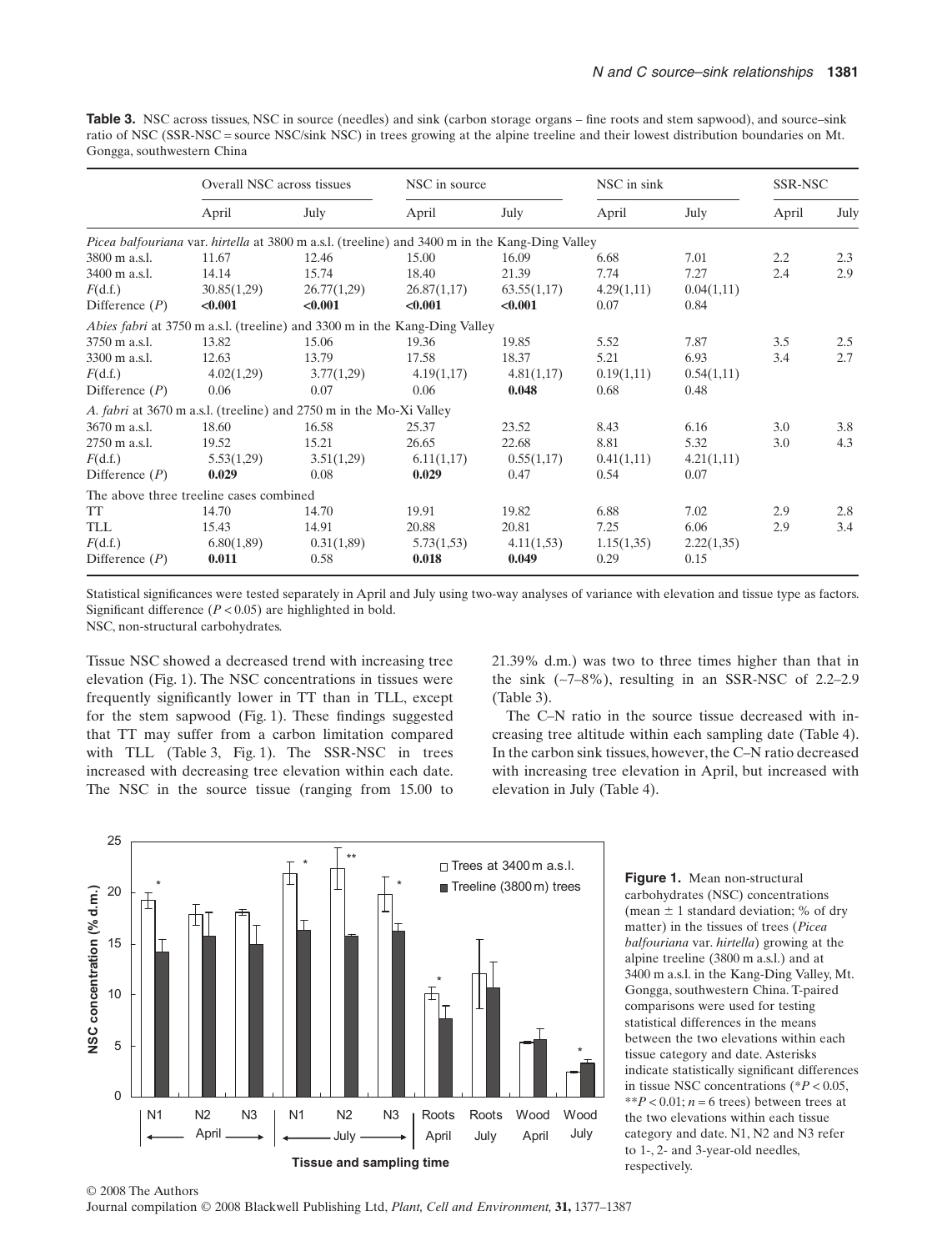**Table 3.** NSC across tissues, NSC in source (needles) and sink (carbon storage organs – fine roots and stem sapwood), and source–sink ratio of NSC (SSR-NSC = source NSC/sink NSC) in trees growing at the alpine treeline and their lowest distribution boundaries on Mt. Gongga, southwestern China

| | Overall NSC across tissues | | NSC in source | | NSC in sink | | SSR-NSC | |
|---|---|---|---|---|---|---|---|---|
| | April | July | April | July | April | July | April | July |
| *Picea balfouriana* var. *hirtella* at 3800 m a.s.l. (treeline) and 3400 m in the Kang-Ding Valley | | | | | | | | |
| 3800 m a.s.l. | 11.67 | 12.46 | 15.00 | 16.09 | 6.68 | 7.01 | 2.2 | 2.3 |
| 3400 m a.s.l. | 14.14 | 15.74 | 18.40 | 21.39 | 7.74 | 7.27 | 2.4 | 2.9 |
| $F$(d.f.) | 30.85(1,29) | 26.77(1,29) | 26.87(1,17) | 63.55(1,17) | 4.29(1,11) | 0.04(1,11) | | |
| Difference ($P$) | **<0.001** | **<0.001** | **<0.001** | **<0.001** | 0.07 | 0.84 | | |
| *Abies fabri* at 3750 m a.s.l. (treeline) and 3300 m in the Kang-Ding Valley | | | | | | | | |
| 3750 m a.s.l. | 13.82 | 15.06 | 19.36 | 19.85 | 5.52 | 7.87 | 3.5 | 2.5 |
| 3300 m a.s.l. | 12.63 | 13.79 | 17.58 | 18.37 | 5.21 | 6.93 | 3.4 | 2.7 |
| $F$(d.f.) | 4.02(1,29) | 3.77(1,29) | 4.19(1,17) | 4.81(1,17) | 0.19(1,11) | 0.54(1,11) | | |
| Difference ($P$) | 0.06 | 0.07 | 0.06 | **0.048** | 0.68 | 0.48 | | |
| *A. fabri* at 3670 m a.s.l. (treeline) and 2750 m in the Mo-Xi Valley | | | | | | | | |
| 3670 m a.s.l. | 18.60 | 16.58 | 25.37 | 23.52 | 8.43 | 6.16 | 3.0 | 3.8 |
| 2750 m a.s.l. | 19.52 | 15.21 | 26.65 | 22.68 | 8.81 | 5.32 | 3.0 | 4.3 |
| $F$(d.f.) | 5.53(1,29) | 3.51(1,29) | 6.11(1,17) | 0.55(1,17) | 0.41(1,11) | 4.21(1,11) | | |
| Difference ($P$) | **0.029** | 0.08 | **0.029** | 0.47 | 0.54 | 0.07 | | |
| The above three treeline cases combined | | | | | | | | |
| TT | 14.70 | 14.70 | 19.91 | 19.82 | 6.88 | 7.02 | 2.9 | 2.8 |
| TLL | 15.43 | 14.91 | 20.88 | 20.81 | 7.25 | 6.06 | 2.9 | 3.4 |
| $F$(d.f.) | 6.80(1,89) | 0.31(1,89) | 5.73(1,53) | 4.11(1,53) | 1.15(1,35) | 2.22(1,35) | | |
| Difference ($P$) | **0.011** | 0.58 | **0.018** | **0.049** | 0.29 | 0.15 | | |

Statistical significances were tested separately in April and July using two-way analyses of variance with elevation and tissue type as factors. Significant difference ($P < 0.05$) are highlighted in bold.
NSC, non-structural carbohydrates.

Tissue NSC showed a decreased trend with increasing tree elevation (Fig. 1). The NSC concentrations in tissues were frequently significantly lower in TT than in TLL, except for the stem sapwood (Fig. 1). These findings suggested that TT may suffer from a carbon limitation compared with TLL (Table 3, Fig. 1). The SSR-NSC in trees increased with decreasing tree elevation within each date. The NSC in the source tissue (ranging from 15.00 to 21.39% d.m.) was two to three times higher than that in the sink (~7–8%), resulting in an SSR-NSC of 2.2–2.9 (Table 3).

The C–N ratio in the source tissue decreased with increasing tree altitude within each sampling date (Table 4). In the carbon sink tissues, however, the C–N ratio decreased with increasing tree elevation in April, but increased with elevation in July (Table 4).

**Figure 1.** Mean non-structural carbohydrates (NSC) concentrations (mean ± 1 standard deviation; % of dry matter) in the tissues of trees (*Picea balfouriana* var. *hirtella*) growing at the alpine treeline (3800 m a.s.l.) and at 3400 m a.s.l. in the Kang-Ding Valley, Mt. Gongga, southwestern China. T-paired comparisons were used for testing statistical differences in the means between the two elevations within each tissue category and date. Asterisks indicate statistically significant differences in tissue NSC concentrations (*$P < 0.05$, **$P < 0.01$; $n = 6$ trees) between trees at the two elevations within each tissue category and date. N1, N2 and N3 refer to 1-, 2- and 3-year-old needles, respectively.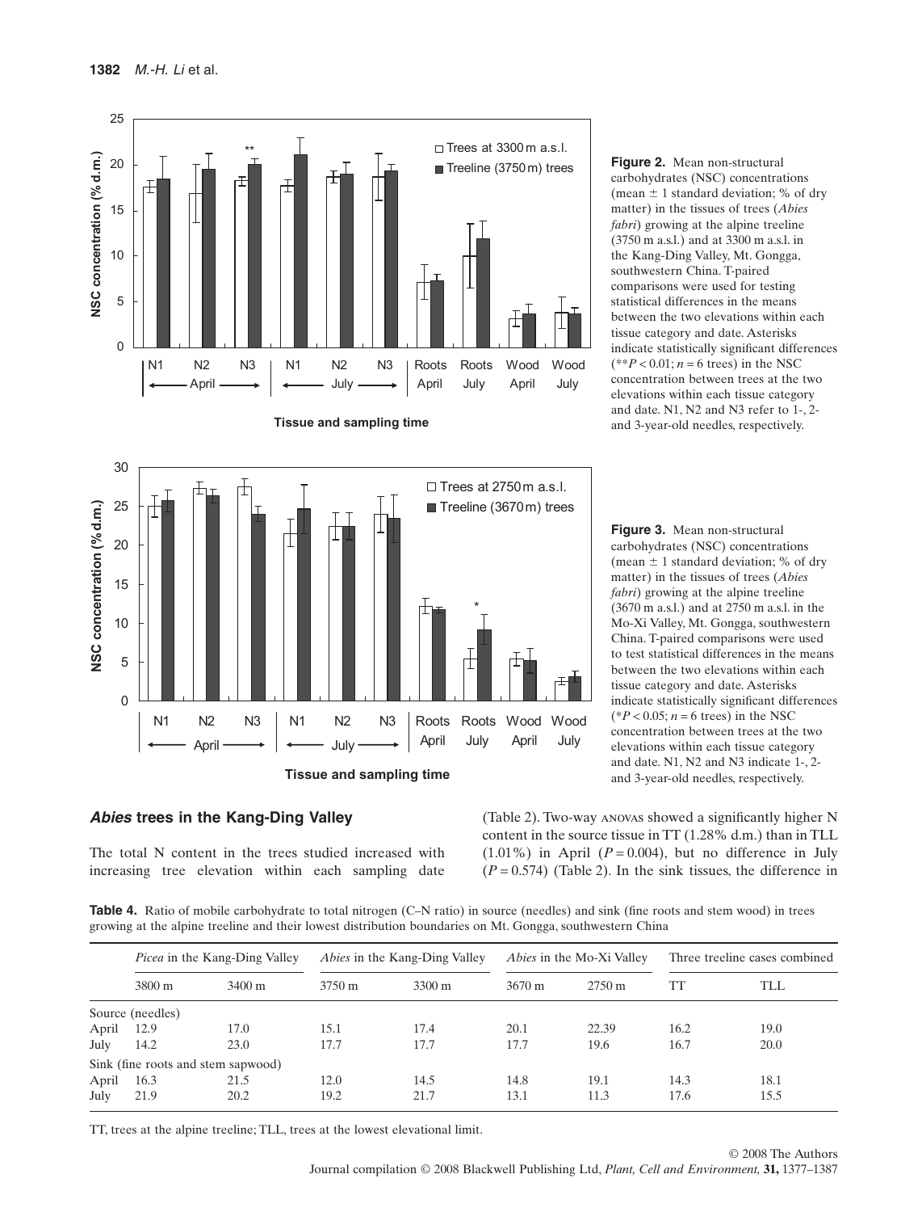**Figure 2.** Mean non-structural carbohydrates (NSC) concentrations (mean ± 1 standard deviation; % of dry matter) in the tissues of trees (*Abies fabri*) growing at the alpine treeline (3750 m a.s.l.) and at 3300 m a.s.l. in the Kang-Ding Valley, Mt. Gongga, southwestern China. T-paired comparisons were used for testing statistical differences in the means between the two elevations within each tissue category and date. Asterisks indicate statistically significant differences (** $P < 0.01$; $n = 6$ trees) in the NSC concentration between trees at the two elevations within each tissue category and date. N1, N2 and N3 refer to 1-, 2- and 3-year-old needles, respectively.

**Figure 3.** Mean non-structural carbohydrates (NSC) concentrations (mean ± 1 standard deviation; % of dry matter) in the tissues of trees (*Abies fabri*) growing at the alpine treeline (3670 m a.s.l.) and at 2750 m a.s.l. in the Mo-Xi Valley, Mt. Gongga, southwestern China. T-paired comparisons were used to test statistical differences in the means between the two elevations within each tissue category and date. Asterisks indicate statistically significant differences (* $P < 0.05$; $n = 6$ trees) in the NSC concentration between trees at the two elevations within each tissue category and date. N1, N2 and N3 indicate 1-, 2- and 3-year-old needles, respectively.

### *Abies* trees in the Kang-Ding Valley

The total N content in the trees studied increased with increasing tree elevation within each sampling date (Table 2). Two-way ANOVAS showed a significantly higher N content in the source tissue in TT (1.28% d.m.) than in TLL (1.01%) in April ($P = 0.004$), but no difference in July ($P = 0.574$) (Table 2). In the sink tissues, the difference in

**Table 4.** Ratio of mobile carbohydrate to total nitrogen (C–N ratio) in source (needles) and sink (fine roots and stem wood) in trees growing at the alpine treeline and their lowest distribution boundaries on Mt. Gongga, southwestern China

| | *Picea* in the Kang-Ding Valley | | *Abies* in the Kang-Ding Valley | | *Abies* in the Mo-Xi Valley | | Three treeline cases combined | |
|---|---|---|---|---|---|---|---|---|
| | 3800 m | 3400 m | 3750 m | 3300 m | 3670 m | 2750 m | TT | TLL |
| Source (needles) | | | | | | | | |
| April | 12.9 | 17.0 | 15.1 | 17.4 | 20.1 | 22.39 | 16.2 | 19.0 |
| July | 14.2 | 23.0 | 17.7 | 17.7 | 17.7 | 19.6 | 16.7 | 20.0 |
| Sink (fine roots and stem sapwood) | | | | | | | | |
| April | 16.3 | 21.5 | 12.0 | 14.5 | 14.8 | 19.1 | 14.3 | 18.1 |
| July | 21.9 | 20.2 | 19.2 | 21.7 | 13.1 | 11.3 | 17.6 | 15.5 |

TT, trees at the alpine treeline; TLL, trees at the lowest elevational limit.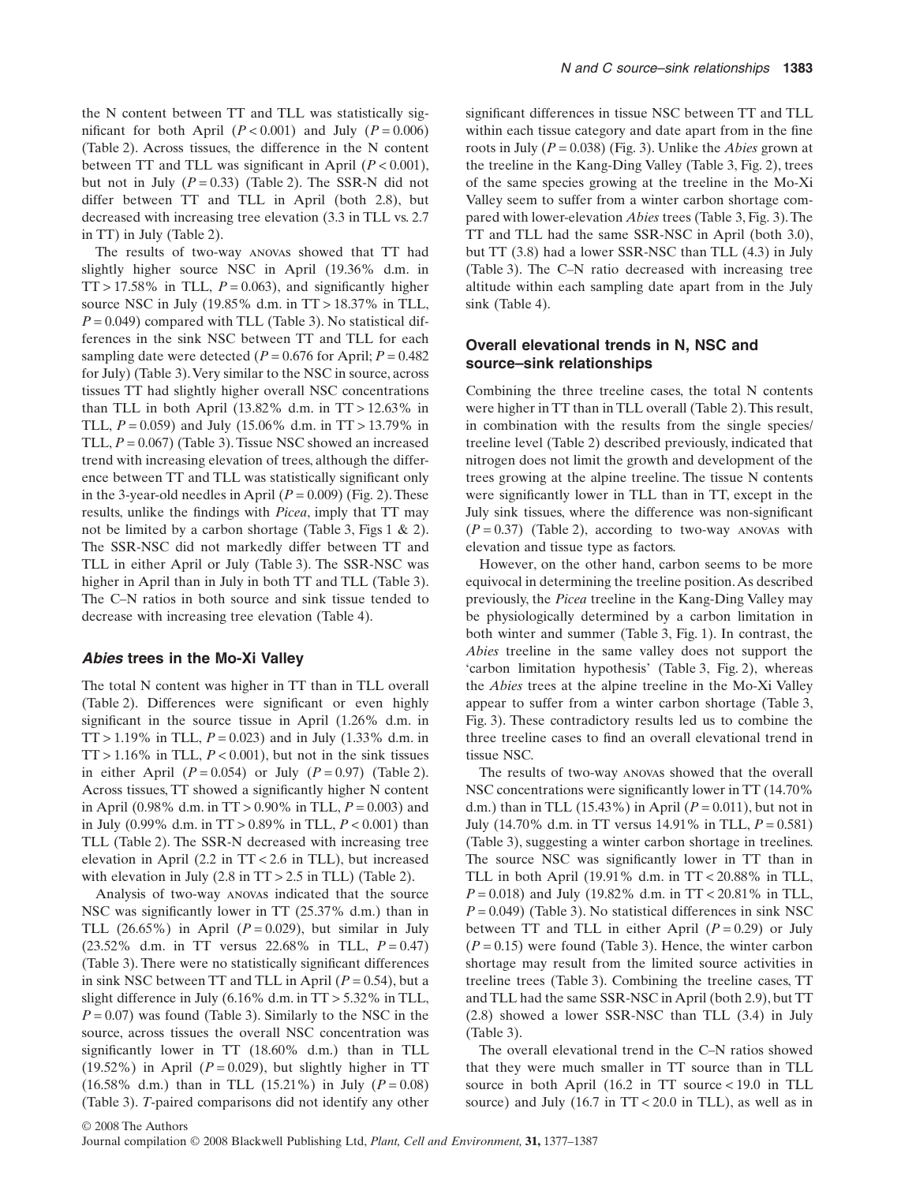the N content between TT and TLL was statistically significant for both April ($P < 0.001$) and July ($P = 0.006$) (Table 2). Across tissues, the difference in the N content between TT and TLL was significant in April ($P < 0.001$), but not in July ($P = 0.33$) (Table 2). The SSR-N did not differ between TT and TLL in April (both 2.8), but decreased with increasing tree elevation (3.3 in TLL vs. 2.7 in TT) in July (Table 2).

The results of two-way ANOVAs showed that TT had slightly higher source NSC in April (19.36% d.m. in TT > 17.58% in TLL, $P = 0.063$), and significantly higher source NSC in July (19.85% d.m. in TT > 18.37% in TLL, $P = 0.049$) compared with TLL (Table 3). No statistical differences in the sink NSC between TT and TLL for each sampling date were detected ($P = 0.676$ for April; $P = 0.482$ for July) (Table 3). Very similar to the NSC in source, across tissues TT had slightly higher overall NSC concentrations than TLL in both April (13.82% d.m. in TT > 12.63% in TLL, $P = 0.059$) and July (15.06% d.m. in TT > 13.79% in TLL, $P = 0.067$) (Table 3). Tissue NSC showed an increased trend with increasing elevation of trees, although the difference between TT and TLL was statistically significant only in the 3-year-old needles in April ($P = 0.009$) (Fig. 2). These results, unlike the findings with *Picea*, imply that TT may not be limited by a carbon shortage (Table 3, Figs 1 & 2). The SSR-NSC did not markedly differ between TT and TLL in either April or July (Table 3). The SSR-NSC was higher in April than in July in both TT and TLL (Table 3). The C–N ratios in both source and sink tissue tended to decrease with increasing tree elevation (Table 4).

### *Abies* trees in the Mo-Xi Valley

The total N content was higher in TT than in TLL overall (Table 2). Differences were significant or even highly significant in the source tissue in April (1.26% d.m. in TT > 1.19% in TLL, $P = 0.023$) and in July (1.33% d.m. in TT > 1.16% in TLL, $P < 0.001$), but not in the sink tissues in either April ($P = 0.054$) or July ($P = 0.97$) (Table 2). Across tissues, TT showed a significantly higher N content in April (0.98% d.m. in TT > 0.90% in TLL, $P = 0.003$) and in July (0.99% d.m. in TT > 0.89% in TLL, $P < 0.001$) than TLL (Table 2). The SSR-N decreased with increasing tree elevation in April (2.2 in TT < 2.6 in TLL), but increased with elevation in July (2.8 in TT > 2.5 in TLL) (Table 2).

Analysis of two-way ANOVAs indicated that the source NSC was significantly lower in TT (25.37% d.m.) than in TLL (26.65%) in April ($P = 0.029$), but similar in July (23.52% d.m. in TT versus 22.68% in TLL, $P = 0.47$) (Table 3). There were no statistically significant differences in sink NSC between TT and TLL in April ($P = 0.54$), but a slight difference in July (6.16% d.m. in TT > 5.32% in TLL, $P = 0.07$) was found (Table 3). Similarly to the NSC in the source, across tissues the overall NSC concentration was significantly lower in TT (18.60% d.m.) than in TLL (19.52%) in April ($P = 0.029$), but slightly higher in TT (16.58% d.m.) than in TLL (15.21%) in July ($P = 0.08$) (Table 3). *T*-paired comparisons did not identify any other significant differences in tissue NSC between TT and TLL within each tissue category and date apart from in the fine roots in July ($P = 0.038$) (Fig. 3). Unlike the *Abies* grown at the treeline in the Kang-Ding Valley (Table 3, Fig. 2), trees of the same species growing at the treeline in the Mo-Xi Valley seem to suffer from a winter carbon shortage compared with lower-elevation *Abies* trees (Table 3, Fig. 3). The TT and TLL had the same SSR-NSC in April (both 3.0), but TT (3.8) had a lower SSR-NSC than TLL (4.3) in July (Table 3). The C–N ratio decreased with increasing tree altitude within each sampling date apart from in the July sink (Table 4).

### Overall elevational trends in N, NSC and source–sink relationships

Combining the three treeline cases, the total N contents were higher in TT than in TLL overall (Table 2). This result, in combination with the results from the single species/treeline level (Table 2) described previously, indicated that nitrogen does not limit the growth and development of the trees growing at the alpine treeline. The tissue N contents were significantly lower in TLL than in TT, except in the July sink tissues, where the difference was non-significant ($P = 0.37$) (Table 2), according to two-way ANOVAs with elevation and tissue type as factors.

However, on the other hand, carbon seems to be more equivocal in determining the treeline position. As described previously, the *Picea* treeline in the Kang-Ding Valley may be physiologically determined by a carbon limitation in both winter and summer (Table 3, Fig. 1). In contrast, the *Abies* treeline in the same valley does not support the 'carbon limitation hypothesis' (Table 3, Fig. 2), whereas the *Abies* trees at the alpine treeline in the Mo-Xi Valley appear to suffer from a winter carbon shortage (Table 3, Fig. 3). These contradictory results led us to combine the three treeline cases to find an overall elevational trend in tissue NSC.

The results of two-way ANOVAs showed that the overall NSC concentrations were significantly lower in TT (14.70% d.m.) than in TLL (15.43%) in April ($P = 0.011$), but not in July (14.70% d.m. in TT versus 14.91% in TLL, $P = 0.581$) (Table 3), suggesting a winter carbon shortage in treelines. The source NSC was significantly lower in TT than in TLL in both April (19.91% d.m. in TT < 20.88% in TLL, $P = 0.018$) and July (19.82% d.m. in TT < 20.81% in TLL, $P = 0.049$) (Table 3). No statistical differences in sink NSC between TT and TLL in either April ($P = 0.29$) or July ($P = 0.15$) were found (Table 3). Hence, the winter carbon shortage may result from the limited source activities in treeline trees (Table 3). Combining the treeline cases, TT and TLL had the same SSR-NSC in April (both 2.9), but TT (2.8) showed a lower SSR-NSC than TLL (3.4) in July (Table 3).

The overall elevational trend in the C–N ratios showed that they were much smaller in TT source than in TLL source in both April (16.2 in TT source < 19.0 in TLL source) and July (16.7 in TT < 20.0 in TLL), as well as in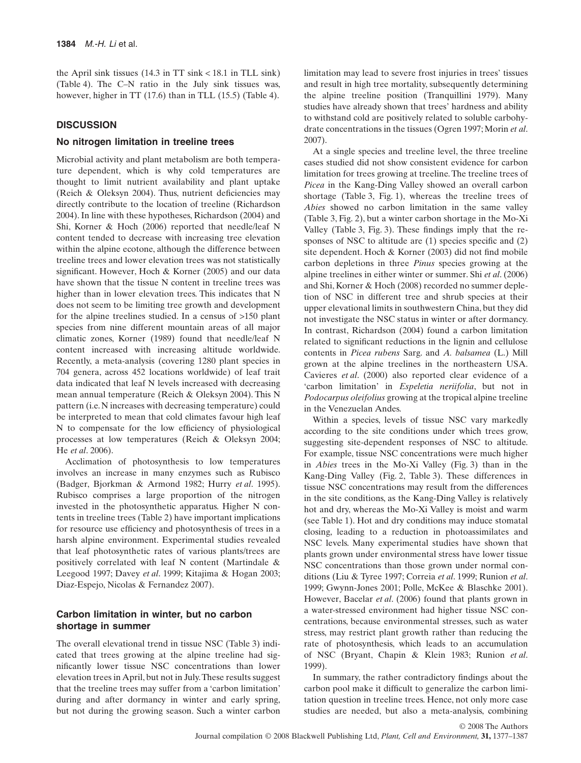the April sink tissues (14.3 in TT sink < 18.1 in TLL sink) (Table 4). The C–N ratio in the July sink tissues was, however, higher in TT (17.6) than in TLL (15.5) (Table 4).

## DISCUSSION

### No nitrogen limitation in treeline trees

Microbial activity and plant metabolism are both temperature dependent, which is why cold temperatures are thought to limit nutrient availability and plant uptake (Reich & Oleksyn 2004). Thus, nutrient deficiencies may directly contribute to the location of treeline (Richardson 2004). In line with these hypotheses, Richardson (2004) and Shi, Korner & Hoch (2006) reported that needle/leaf N content tended to decrease with increasing tree elevation within the alpine ecotone, although the difference between treeline trees and lower elevation trees was not statistically significant. However, Hoch & Korner (2005) and our data have shown that the tissue N content in treeline trees was higher than in lower elevation trees. This indicates that N does not seem to be limiting tree growth and development for the alpine treelines studied. In a census of >150 plant species from nine different mountain areas of all major climatic zones, Korner (1989) found that needle/leaf N content increased with increasing altitude worldwide. Recently, a meta-analysis (covering 1280 plant species in 704 genera, across 452 locations worldwide) of leaf trait data indicated that leaf N levels increased with decreasing mean annual temperature (Reich & Oleksyn 2004). This N pattern (i.e. N increases with decreasing temperature) could be interpreted to mean that cold climates favour high leaf N to compensate for the low efficiency of physiological processes at low temperatures (Reich & Oleksyn 2004; He *et al*. 2006).

Acclimation of photosynthesis to low temperatures involves an increase in many enzymes such as Rubisco (Badger, Bjorkman & Armond 1982; Hurry *et al*. 1995). Rubisco comprises a large proportion of the nitrogen invested in the photosynthetic apparatus. Higher N contents in treeline trees (Table 2) have important implications for resource use efficiency and photosynthesis of trees in a harsh alpine environment. Experimental studies revealed that leaf photosynthetic rates of various plants/trees are positively correlated with leaf N content (Martindale & Leegood 1997; Davey *et al*. 1999; Kitajima & Hogan 2003; Diaz-Espejo, Nicolas & Fernandez 2007).

### Carbon limitation in winter, but no carbon shortage in summer

The overall elevational trend in tissue NSC (Table 3) indicated that trees growing at the alpine treeline had significantly lower tissue NSC concentrations than lower elevation trees in April, but not in July. These results suggest that the treeline trees may suffer from a 'carbon limitation' during and after dormancy in winter and early spring, but not during the growing season. Such a winter carbon limitation may lead to severe frost injuries in trees' tissues and result in high tree mortality, subsequently determining the alpine treeline position (Tranquillini 1979). Many studies have already shown that trees' hardness and ability to withstand cold are positively related to soluble carbohydrate concentrations in the tissues (Ogren 1997; Morin *et al*. 2007).

At a single species and treeline level, the three treeline cases studied did not show consistent evidence for carbon limitation for trees growing at treeline. The treeline trees of *Picea* in the Kang-Ding Valley showed an overall carbon shortage (Table 3, Fig. 1), whereas the treeline trees of *Abies* showed no carbon limitation in the same valley (Table 3, Fig. 2), but a winter carbon shortage in the Mo-Xi Valley (Table 3, Fig. 3). These findings imply that the responses of NSC to altitude are (1) species specific and (2) site dependent. Hoch & Korner (2003) did not find mobile carbon depletions in three *Pinus* species growing at the alpine treelines in either winter or summer. Shi *et al*. (2006) and Shi, Korner & Hoch (2008) recorded no summer depletion of NSC in different tree and shrub species at their upper elevational limits in southwestern China, but they did not investigate the NSC status in winter or after dormancy. In contrast, Richardson (2004) found a carbon limitation related to significant reductions in the lignin and cellulose contents in *Picea rubens* Sarg. and *A. balsamea* (L.) Mill grown at the alpine treelines in the northeastern USA. Cavieres *et al*. (2000) also reported clear evidence of a 'carbon limitation' in *Espeletia neriifolia*, but not in *Podocarpus oleifolius* growing at the tropical alpine treeline in the Venezuelan Andes.

Within a species, levels of tissue NSC vary markedly according to the site conditions under which trees grow, suggesting site-dependent responses of NSC to altitude. For example, tissue NSC concentrations were much higher in *Abies* trees in the Mo-Xi Valley (Fig. 3) than in the Kang-Ding Valley (Fig. 2, Table 3). These differences in tissue NSC concentrations may result from the differences in the site conditions, as the Kang-Ding Valley is relatively hot and dry, whereas the Mo-Xi Valley is moist and warm (see Table 1). Hot and dry conditions may induce stomatal closing, leading to a reduction in photoassimilates and NSC levels. Many experimental studies have shown that plants grown under environmental stress have lower tissue NSC concentrations than those grown under normal conditions (Liu & Tyree 1997; Correia *et al*. 1999; Runion *et al*. 1999; Gwynn-Jones 2001; Polle, McKee & Blaschke 2001). However, Bacelar *et al*. (2006) found that plants grown in a water-stressed environment had higher tissue NSC concentrations, because environmental stresses, such as water stress, may restrict plant growth rather than reducing the rate of photosynthesis, which leads to an accumulation of NSC (Bryant, Chapin & Klein 1983; Runion *et al*. 1999).

In summary, the rather contradictory findings about the carbon pool make it difficult to generalize the carbon limitation question in treeline trees. Hence, not only more case studies are needed, but also a meta-analysis, combining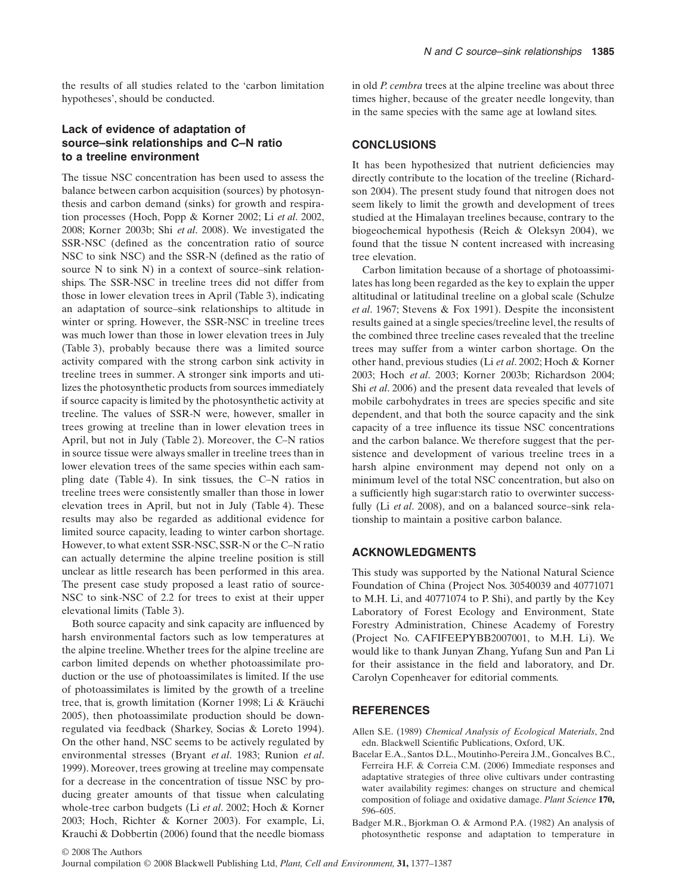the results of all studies related to the 'carbon limitation hypotheses', should be conducted.

### Lack of evidence of adaptation of source–sink relationships and C–N ratio to a treeline environment

The tissue NSC concentration has been used to assess the balance between carbon acquisition (sources) by photosynthesis and carbon demand (sinks) for growth and respiration processes (Hoch, Popp & Korner 2002; Li *et al*. 2002, 2008; Korner 2003b; Shi *et al*. 2008). We investigated the SSR-NSC (defined as the concentration ratio of source NSC to sink NSC) and the SSR-N (defined as the ratio of source N to sink N) in a context of source–sink relationships. The SSR-NSC in treeline trees did not differ from those in lower elevation trees in April (Table 3), indicating an adaptation of source–sink relationships to altitude in winter or spring. However, the SSR-NSC in treeline trees was much lower than those in lower elevation trees in July (Table 3), probably because there was a limited source activity compared with the strong carbon sink activity in treeline trees in summer. A stronger sink imports and utilizes the photosynthetic products from sources immediately if source capacity is limited by the photosynthetic activity at treeline. The values of SSR-N were, however, smaller in trees growing at treeline than in lower elevation trees in April, but not in July (Table 2). Moreover, the C–N ratios in source tissue were always smaller in treeline trees than in lower elevation trees of the same species within each sampling date (Table 4). In sink tissues, the C–N ratios in treeline trees were consistently smaller than those in lower elevation trees in April, but not in July (Table 4). These results may also be regarded as additional evidence for limited source capacity, leading to winter carbon shortage. However, to what extent SSR-NSC, SSR-N or the C–N ratio can actually determine the alpine treeline position is still unclear as little research has been performed in this area. The present case study proposed a least ratio of source-NSC to sink-NSC of 2.2 for trees to exist at their upper elevational limits (Table 3).

Both source capacity and sink capacity are influenced by harsh environmental factors such as low temperatures at the alpine treeline. Whether trees for the alpine treeline are carbon limited depends on whether photoassimilate production or the use of photoassimilates is limited. If the use of photoassimilates is limited by the growth of a treeline tree, that is, growth limitation (Korner 1998; Li & Kräuchi 2005), then photoassimilate production should be downregulated via feedback (Sharkey, Socias & Loreto 1994). On the other hand, NSC seems to be actively regulated by environmental stresses (Bryant *et al*. 1983; Runion *et al*. 1999). Moreover, trees growing at treeline may compensate for a decrease in the concentration of tissue NSC by producing greater amounts of that tissue when calculating whole-tree carbon budgets (Li *et al*. 2002; Hoch & Korner 2003; Hoch, Richter & Korner 2003). For example, Li, Krauchi & Dobbertin (2006) found that the needle biomass in old *P. cembra* trees at the alpine treeline was about three times higher, because of the greater needle longevity, than in the same species with the same age at lowland sites.

## CONCLUSIONS

It has been hypothesized that nutrient deficiencies may directly contribute to the location of the treeline (Richardson 2004). The present study found that nitrogen does not seem likely to limit the growth and development of trees studied at the Himalayan treelines because, contrary to the biogeochemical hypothesis (Reich & Oleksyn 2004), we found that the tissue N content increased with increasing tree elevation.

Carbon limitation because of a shortage of photoassimilates has long been regarded as the key to explain the upper altitudinal or latitudinal treeline on a global scale (Schulze *et al*. 1967; Stevens & Fox 1991). Despite the inconsistent results gained at a single species/treeline level, the results of the combined three treeline cases revealed that the treeline trees may suffer from a winter carbon shortage. On the other hand, previous studies (Li *et al*. 2002; Hoch & Korner 2003; Hoch *et al*. 2003; Korner 2003b; Richardson 2004; Shi *et al*. 2006) and the present data revealed that levels of mobile carbohydrates in trees are species specific and site dependent, and that both the source capacity and the sink capacity of a tree influence its tissue NSC concentrations and the carbon balance. We therefore suggest that the persistence and development of various treeline trees in a harsh alpine environment may depend not only on a minimum level of the total NSC concentration, but also on a sufficiently high sugar:starch ratio to overwinter successfully (Li *et al*. 2008), and on a balanced source–sink relationship to maintain a positive carbon balance.

## ACKNOWLEDGMENTS

This study was supported by the National Natural Science Foundation of China (Project Nos. 30540039 and 40771071 to M.H. Li, and 40771074 to P. Shi), and partly by the Key Laboratory of Forest Ecology and Environment, State Forestry Administration, Chinese Academy of Forestry (Project No. CAFIFEEPYBB2007001, to M.H. Li). We would like to thank Junyan Zhang, Yufang Sun and Pan Li for their assistance in the field and laboratory, and Dr. Carolyn Copenheaver for editorial comments.

## REFERENCES

Allen S.E. (1989) *Chemical Analysis of Ecological Materials*, 2nd edn. Blackwell Scientific Publications, Oxford, UK.

Bacelar E.A., Santos D.L., Moutinho-Pereira J.M., Goncalves B.C., Ferreira H.F. & Correia C.M. (2006) Immediate responses and adaptative strategies of three olive cultivars under contrasting water availability regimes: changes on structure and chemical composition of foliage and oxidative damage. *Plant Science* **170,** 596–605.

Badger M.R., Bjorkman O. & Armond P.A. (1982) An analysis of photosynthetic response and adaptation to temperature in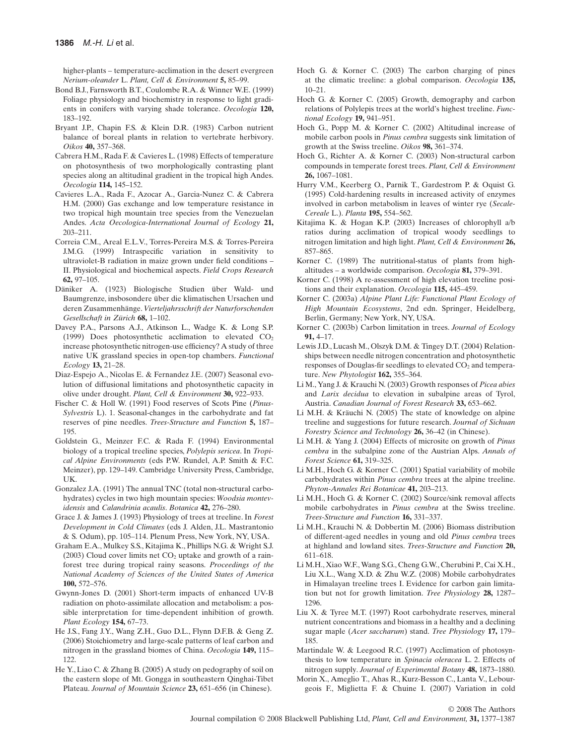higher-plants – temperature-acclimation in the desert evergreen *Nerium-oleander* L. *Plant, Cell & Environment* **5,** 85–99.

Bond B.J., Farnsworth B.T., Coulombe R.A. & Winner W.E. (1999) Foliage physiology and biochemistry in response to light gradients in conifers with varying shade tolerance. *Oecologia* **120,** 183–192.

Bryant J.P., Chapin F.S. & Klein D.R. (1983) Carbon nutrient balance of boreal plants in relation to vertebrate herbivory. *Oikos* **40,** 357–368.

Cabrera H.M., Rada F. & Cavieres L. (1998) Effects of temperature on photosynthesis of two morphologically contrasting plant species along an altitudinal gradient in the tropical high Andes. *Oecologia* **114,** 145–152.

Cavieres L.A., Rada F., Azocar A., Garcia-Nunez C. & Cabrera H.M. (2000) Gas exchange and low temperature resistance in two tropical high mountain tree species from the Venezuelan Andes. *Acta Oecologica-International Journal of Ecology* **21,** 203–211.

Correia C.M., Areal E.L.V., Torres-Pereira M.S. & Torres-Pereira J.M.G. (1999) Intraspecific variation in sensitivity to ultraviolet-B radiation in maize grown under field conditions – II. Physiological and biochemical aspects. *Field Crops Research* **62,** 97–105.

Däniker A. (1923) Biologische Studien über Wald- und Baumgrenze, insbosondere über die klimatischen Ursachen und deren Zusammenhänge. *Vierteljahrsschrift der Naturforschenden Gesellschaft in Zürich* **68,** 1–102.

Davey P.A., Parsons A.J., Atkinson L., Wadge K. & Long S.P. (1999) Does photosynthetic acclimation to elevated $CO_2$ increase photosynthetic nitrogen-use efficiency? A study of three native UK grassland species in open-top chambers. *Functional Ecology* **13,** 21–28.

Diaz-Espejo A., Nicolas E. & Fernandez J.E. (2007) Seasonal evolution of diffusional limitations and photosynthetic capacity in olive under drought. *Plant, Cell & Environment* **30,** 922–933.

Fischer C. & Holl W. (1991) Food reserves of Scots Pine (*Pinus-Sylvestris* L). 1. Seasonal-changes in the carbohydrate and fat reserves of pine needles. *Trees-Structure and Function* **5,** 187–195.

Goldstein G., Meinzer F.C. & Rada F. (1994) Environmental biology of a tropical treeline species, *Polylepis sericea*. In *Tropical Alpine Environments* (eds P.W. Rundel, A.P. Smith & F.C. Meinzer), pp. 129–149. Cambridge University Press, Cambridge, UK.

Gonzalez J.A. (1991) The annual TNC (total non-structural carbohydrates) cycles in two high mountain species: *Woodsia montevidensis* and *Calandrinia acaulis*. *Botanica* **42,** 276–280.

Grace J. & James J. (1993) Physiology of trees at treeline. In *Forest Development in Cold Climates* (eds J. Alden, J.L. Mastrantonio & S. Odum), pp. 105–114. Plenum Press, New York, NY, USA.

Graham E.A., Mulkey S.S., Kitajima K., Phillips N.G. & Wright S.J. (2003) Cloud cover limits net $CO_2$ uptake and growth of a rainforest tree during tropical rainy seasons. *Proceedings of the National Academy of Sciences of the United States of America* **100,** 572–576.

Gwynn-Jones D. (2001) Short-term impacts of enhanced UV-B radiation on photo-assimilate allocation and metabolism: a possible interpretation for time-dependent inhibition of growth. *Plant Ecology* **154,** 67–73.

He J.S., Fang J.Y., Wang Z.H., Guo D.L., Flynn D.F.B. & Geng Z. (2006) Stoichiometry and large-scale patterns of leaf carbon and nitrogen in the grassland biomes of China. *Oecologia* **149,** 115–122.

He Y., Liao C. & Zhang B. (2005) A study on pedography of soil on the eastern slope of Mt. Gongga in southeastern Qinghai-Tibet Plateau. *Journal of Mountain Science* **23,** 651–656 (in Chinese).

Hoch G. & Korner C. (2003) The carbon charging of pines at the climatic treeline: a global comparison. *Oecologia* **135,** 10–21.

Hoch G. & Korner C. (2005) Growth, demography and carbon relations of Polylepis trees at the world's highest treeline. *Functional Ecology* **19,** 941–951.

Hoch G., Popp M. & Korner C. (2002) Altitudinal increase of mobile carbon pools in *Pinus cembra* suggests sink limitation of growth at the Swiss treeline. *Oikos* **98,** 361–374.

Hoch G., Richter A. & Korner C. (2003) Non-structural carbon compounds in temperate forest trees. *Plant, Cell & Environment* **26,** 1067–1081.

Hurry V.M., Keerberg O., Parnik T., Gardestrom P. & Oquist G. (1995) Cold-hardening results in increased activity of enzymes involved in carbon metabolism in leaves of winter rye (*Secale-Cereale* L.). *Planta* **195,** 554–562.

Kitajima K. & Hogan K.P. (2003) Increases of chlorophyll a/b ratios during acclimation of tropical woody seedlings to nitrogen limitation and high light. *Plant, Cell & Environment* **26,** 857–865.

Korner C. (1989) The nutritional-status of plants from high-altitudes – a worldwide comparison. *Oecologia* **81,** 379–391.

Korner C. (1998) A re-assessment of high elevation treeline positions and their explanation. *Oecologia* **115,** 445–459.

Korner C. (2003a) *Alpine Plant Life: Functional Plant Ecology of High Mountain Ecosystems*, 2nd edn. Springer, Heidelberg, Berlin, Germany; New York, NY, USA.

Korner C. (2003b) Carbon limitation in trees. *Journal of Ecology* **91,** 4–17.

Lewis J.D., Lucash M., Olszyk D.M. & Tingey D.T. (2004) Relationships between needle nitrogen concentration and photosynthetic responses of Douglas-fir seedlings to elevated $CO_2$ and temperature. *New Phytologist* **162,** 355–364.

Li M., Yang J. & Krauchi N. (2003) Growth responses of *Picea abies* and *Larix decidua* to elevation in subalpine areas of Tyrol, Austria. *Canadian Journal of Forest Research* **33,** 653–662.

Li M.H. & Kräuchi N. (2005) The state of knowledge on alpine treeline and suggestions for future research. *Journal of Sichuan Forestry Science and Technology* **26,** 36–42 (in Chinese).

Li M.H. & Yang J. (2004) Effects of microsite on growth of *Pinus cembra* in the subalpine zone of the Austrian Alps. *Annals of Forest Science* **61,** 319–325.

Li M.H., Hoch G. & Korner C. (2001) Spatial variability of mobile carbohydrates within *Pinus cembra* trees at the alpine treeline. *Phyton-Annales Rei Botanicae* **41,** 203–213.

Li M.H., Hoch G. & Korner C. (2002) Source/sink removal affects mobile carbohydrates in *Pinus cembra* at the Swiss treeline. *Trees-Structure and Function* **16,** 331–337.

Li M.H., Krauchi N. & Dobbertin M. (2006) Biomass distribution of different-aged needles in young and old *Pinus cembra* trees at highland and lowland sites. *Trees-Structure and Function* **20,** 611–618.

Li M.H., Xiao W.F., Wang S.G., Cheng G.W., Cherubini P., Cai X.H., Liu X.L., Wang X.D. & Zhu W.Z. (2008) Mobile carbohydrates in Himalayan treeline trees I. Evidence for carbon gain limitation but not for growth limitation. *Tree Physiology* **28,** 1287–1296.

Liu X. & Tyree M.T. (1997) Root carbohydrate reserves, mineral nutrient concentrations and biomass in a healthy and a declining sugar maple (*Acer saccharum*) stand. *Tree Physiology* **17,** 179–185.

Martindale W. & Leegood R.C. (1997) Acclimation of photosynthesis to low temperature in *Spinacia oleracea* L. 2. Effects of nitrogen supply. *Journal of Experimental Botany* **48,** 1873–1880.

Morin X., Ameglio T., Ahas R., Kurz-Besson C., Lanta V., Lebourgeois F., Miglietta F. & Chuine I. (2007) Variation in cold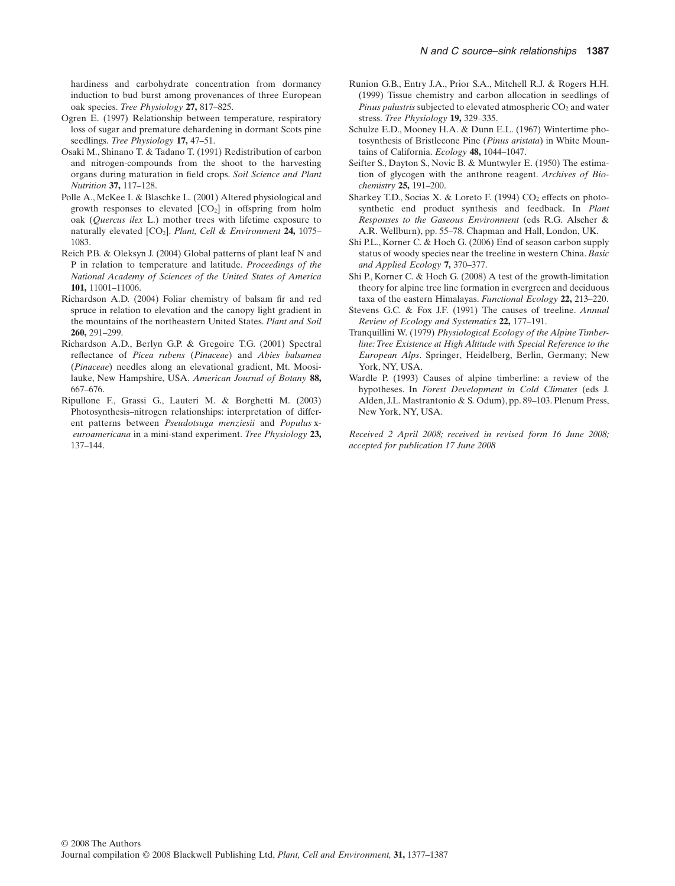hardiness and carbohydrate concentration from dormancy induction to bud burst among provenances of three European oak species. *Tree Physiology* **27,** 817–825.

Ogren E. (1997) Relationship between temperature, respiratory loss of sugar and premature dehardening in dormant Scots pine seedlings. *Tree Physiology* **17,** 47–51.

Osaki M., Shinano T. & Tadano T. (1991) Redistribution of carbon and nitrogen-compounds from the shoot to the harvesting organs during maturation in field crops. *Soil Science and Plant Nutrition* **37,** 117–128.

Polle A., McKee I. & Blaschke L. (2001) Altered physiological and growth responses to elevated [$CO_2$] in offspring from holm oak (*Quercus ilex* L.) mother trees with lifetime exposure to naturally elevated [$CO_2$]. *Plant, Cell & Environment* **24,** 1075–1083.

Reich P.B. & Oleksyn J. (2004) Global patterns of plant leaf N and P in relation to temperature and latitude. *Proceedings of the National Academy of Sciences of the United States of America* **101,** 11001–11006.

Richardson A.D. (2004) Foliar chemistry of balsam fir and red spruce in relation to elevation and the canopy light gradient in the mountains of the northeastern United States. *Plant and Soil* **260,** 291–299.

Richardson A.D., Berlyn G.P. & Gregoire T.G. (2001) Spectral reflectance of *Picea rubens* (*Pinaceae*) and *Abies balsamea* (*Pinaceae*) needles along an elevational gradient, Mt. Moosilauke, New Hampshire, USA. *American Journal of Botany* **88,** 667–676.

Ripullone F., Grassi G., Lauteri M. & Borghetti M. (2003) Photosynthesis–nitrogen relationships: interpretation of different patterns between *Pseudotsuga menziesii* and *Populus* x-*euroamericana* in a mini-stand experiment. *Tree Physiology* **23,** 137–144.

Runion G.B., Entry J.A., Prior S.A., Mitchell R.J. & Rogers H.H. (1999) Tissue chemistry and carbon allocation in seedlings of *Pinus palustris* subjected to elevated atmospheric $CO_2$ and water stress. *Tree Physiology* **19,** 329–335.

Schulze E.D., Mooney H.A. & Dunn E.L. (1967) Wintertime photosynthesis of Bristlecone Pine (*Pinus aristata*) in White Mountains of California. *Ecology* **48,** 1044–1047.

Seifter S., Dayton S., Novic B. & Muntwyler E. (1950) The estimation of glycogen with the anthrone reagent. *Archives of Biochemistry* **25,** 191–200.

Sharkey T.D., Socias X. & Loreto F. (1994) $CO_2$ effects on photosynthetic end product synthesis and feedback. In *Plant Responses to the Gaseous Environment* (eds R.G. Alscher & A.R. Wellburn), pp. 55–78. Chapman and Hall, London, UK.

Shi P.L., Korner C. & Hoch G. (2006) End of season carbon supply status of woody species near the treeline in western China. *Basic and Applied Ecology* **7,** 370–377.

Shi P., Korner C. & Hoch G. (2008) A test of the growth-limitation theory for alpine tree line formation in evergreen and deciduous taxa of the eastern Himalayas. *Functional Ecology* **22,** 213–220.

Stevens G.C. & Fox J.F. (1991) The causes of treeline. *Annual Review of Ecology and Systematics* **22,** 177–191.

Tranquillini W. (1979) *Physiological Ecology of the Alpine Timberline: Tree Existence at High Altitude with Special Reference to the European Alps*. Springer, Heidelberg, Berlin, Germany; New York, NY, USA.

Wardle P. (1993) Causes of alpine timberline: a review of the hypotheses. In *Forest Development in Cold Climates* (eds J. Alden, J.L. Mastrantonio & S. Odum), pp. 89–103. Plenum Press, New York, NY, USA.

*Received 2 April 2008; received in revised form 16 June 2008; accepted for publication 17 June 2008*